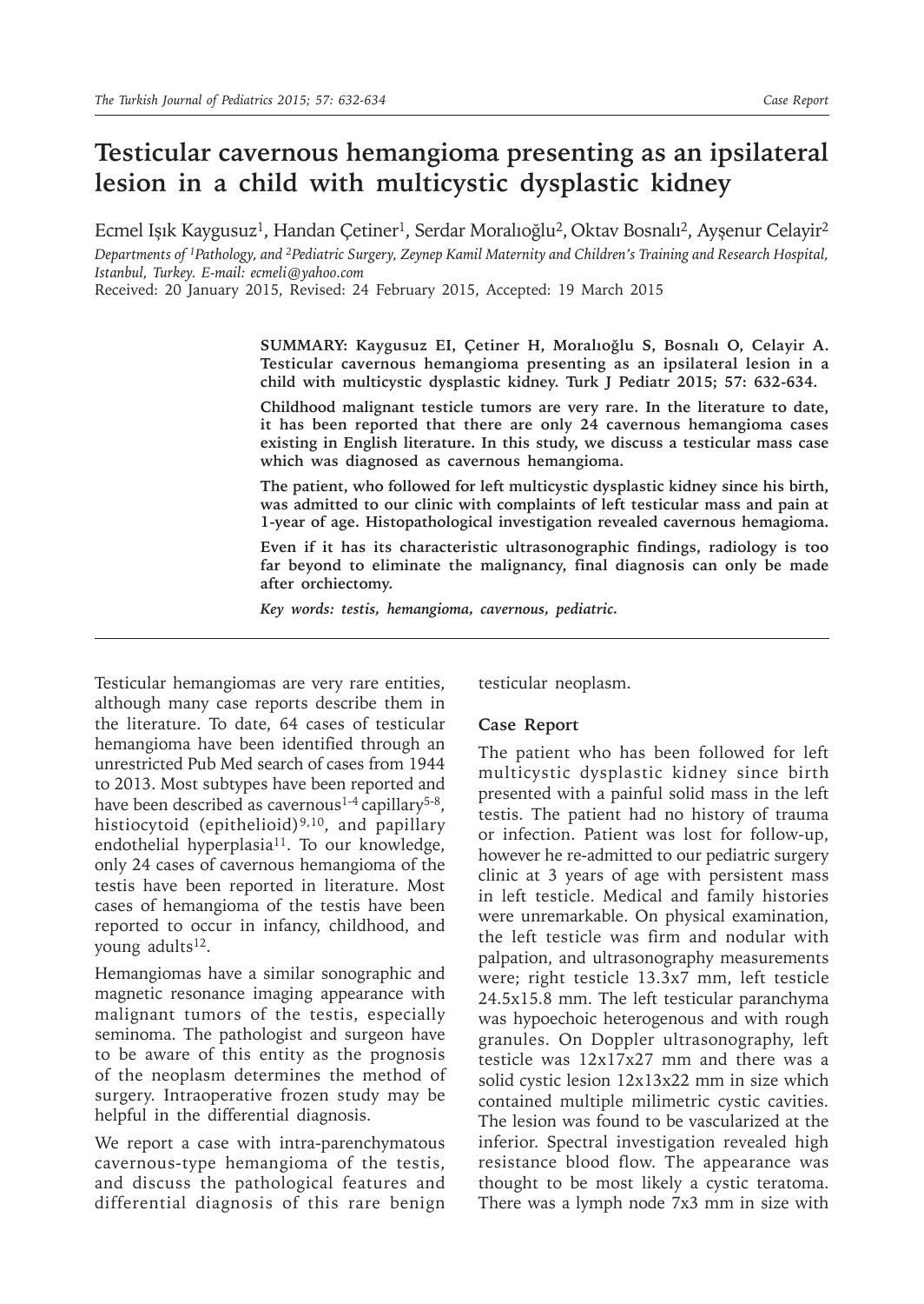# Testicular cavernous hemangioma presenting as an ipsilateral lesion in a child with multicystic dysplastic kidney

Ecmel Işık Kaygusuz[1], Handan Çetiner[1], Serdar Moralıoğlu[2], Oktav Bosnalı[2], Ayşenur Celayir[2]

*Departments of [1]Pathology, and [2]Pediatric Surgery, Zeynep Kamil Maternity and Children's Training and Research Hospital, Istanbul, Turkey. E-mail: ecmeli@yahoo.com*

Received: 20 January 2015, Revised: 24 February 2015, Accepted: 19 March 2015

**SUMMARY: Kaygusuz EI, Çetiner H, Moralıoğlu S, Bosnalı O, Celayir A. Testicular cavernous hemangioma presenting as an ipsilateral lesion in a child with multicystic dysplastic kidney. Turk J Pediatr 2015; 57: 632-634.**

**Childhood malignant testicle tumors are very rare. In the literature to date, it has been reported that there are only 24 cavernous hemangioma cases existing in English literature. In this study, we discuss a testicular mass case which was diagnosed as cavernous hemangioma.**

**The patient, who followed for left multicystic dysplastic kidney since his birth, was admitted to our clinic with complaints of left testicular mass and pain at 1-year of age. Histopathological investigation revealed cavernous hemagioma.**

**Even if it has its characteristic ultrasonographic findings, radiology is too far beyond to eliminate the malignancy, final diagnosis can only be made after orchiectomy.**

***Key words: testis, hemangioma, cavernous, pediatric.***

Testicular hemangiomas are very rare entities, although many case reports describe them in the literature. To date, 64 cases of testicular hemangioma have been identified through an unrestricted Pub Med search of cases from 1944 to 2013. Most subtypes have been reported and have been described as cavernous[1-4] capillary[5-8], histiocytoid (epithelioid)[9,10], and papillary endothelial hyperplasia[11]. To our knowledge, only 24 cases of cavernous hemangioma of the testis have been reported in literature. Most cases of hemangioma of the testis have been reported to occur in infancy, childhood, and young adults[12].

Hemangiomas have a similar sonographic and magnetic resonance imaging appearance with malignant tumors of the testis, especially seminoma. The pathologist and surgeon have to be aware of this entity as the prognosis of the neoplasm determines the method of surgery. Intraoperative frozen study may be helpful in the differential diagnosis.

We report a case with intra-parenchymatous cavernous-type hemangioma of the testis, and discuss the pathological features and differential diagnosis of this rare benign testicular neoplasm.

## Case Report

The patient who has been followed for left multicystic dysplastic kidney since birth presented with a painful solid mass in the left testis. The patient had no history of trauma or infection. Patient was lost for follow-up, however he re-admitted to our pediatric surgery clinic at 3 years of age with persistent mass in left testicle. Medical and family histories were unremarkable. On physical examination, the left testicle was firm and nodular with palpation, and ultrasonography measurements were; right testicle 13.3x7 mm, left testicle 24.5x15.8 mm. The left testicular paranchyma was hypoechoic heterogenous and with rough granules. On Doppler ultrasonography, left testicle was 12x17x27 mm and there was a solid cystic lesion 12x13x22 mm in size which contained multiple milimetric cystic cavities. The lesion was found to be vascularized at the inferior. Spectral investigation revealed high resistance blood flow. The appearance was thought to be most likely a cystic teratoma. There was a lymph node 7x3 mm in size with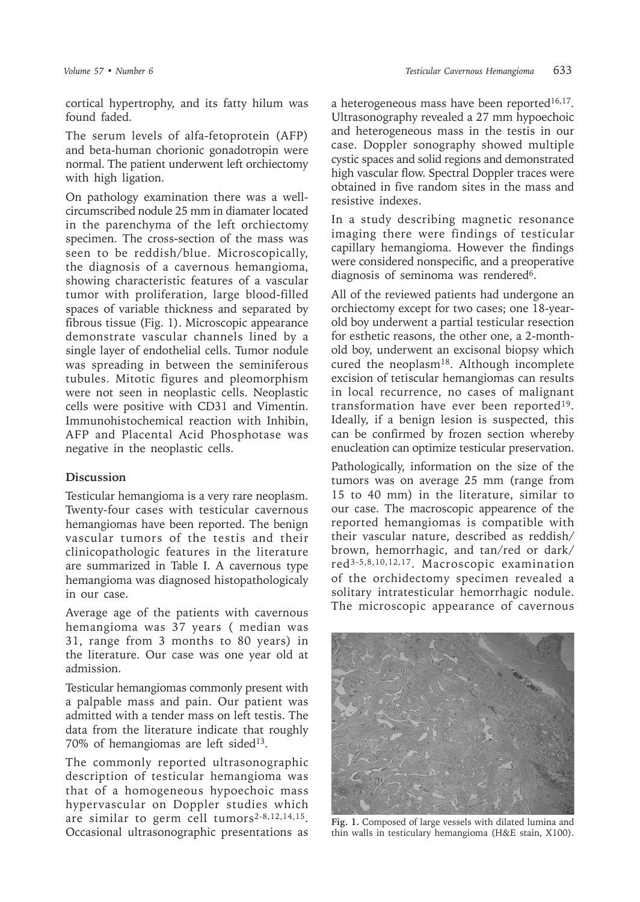cortical hypertrophy, and its fatty hilum was found faded.

The serum levels of alfa-fetoprotein (AFP) and beta-human chorionic gonadotropin were normal. The patient underwent left orchiectomy with high ligation.

On pathology examination there was a well-circumscribed nodule 25 mm in diamater located in the parenchyma of the left orchiectomy specimen. The cross-section of the mass was seen to be reddish/blue. Microscopically, the diagnosis of a cavernous hemangioma, showing characteristic features of a vascular tumor with proliferation, large blood-filled spaces of variable thickness and separated by fibrous tissue (Fig. 1). Microscopic appearance demonstrate vascular channels lined by a single layer of endothelial cells. Tumor nodule was spreading in between the seminiferous tubules. Mitotic figures and pleomorphism were not seen in neoplastic cells. Neoplastic cells were positive with CD31 and Vimentin. Immunohistochemical reaction with Inhibin, AFP and Placental Acid Phosphotase was negative in the neoplastic cells.

## Discussion

Testicular hemangioma is a very rare neoplasm. Twenty-four cases with testicular cavernous hemangiomas have been reported. The benign vascular tumors of the testis and their clinicopathologic features in the literature are summarized in Table I. A cavernous type hemangioma was diagnosed histopathologicaly in our case.

Average age of the patients with cavernous hemangioma was 37 years ( median was 31, range from 3 months to 80 years) in the literature. Our case was one year old at admission.

Testicular hemangiomas commonly present with a palpable mass and pain. Our patient was admitted with a tender mass on left testis. The data from the literature indicate that roughly 70% of hemangiomas are left sided[13].

The commonly reported ultrasonographic description of testicular hemangioma was that of a homogeneous hypoechoic mass hypervascular on Doppler studies which are similar to germ cell tumors[2-8,12,14,15]. Occasional ultrasonographic presentations as a heterogeneous mass have been reported[16,17]. Ultrasonography revealed a 27 mm hypoechoic and heterogeneous mass in the testis in our case. Doppler sonography showed multiple cystic spaces and solid regions and demonstrated high vascular flow. Spectral Doppler traces were obtained in five random sites in the mass and resistive indexes.

In a study describing magnetic resonance imaging there were findings of testicular capillary hemangioma. However the findings were considered nonspecific, and a preoperative diagnosis of seminoma was rendered[6].

All of the reviewed patients had undergone an orchiectomy except for two cases; one 18-year-old boy underwent a partial testicular resection for esthetic reasons, the other one, a 2-month-old boy, underwent an excisonal biopsy which cured the neoplasm[18]. Although incomplete excision of tetiscular hemangiomas can results in local recurrence, no cases of malignant transformation have ever been reported[19]. Ideally, if a benign lesion is suspected, this can be confirmed by frozen section whereby enucleation can optimize testicular preservation.

Pathologically, information on the size of the tumors was on average 25 mm (range from 15 to 40 mm) in the literature, similar to our case. The macroscopic appearence of the reported hemangiomas is compatible with their vascular nature, described as reddish/brown, hemorrhagic, and tan/red or dark/red[3-5,8,10,12,17]. Macroscopic examination of the orchidectomy specimen revealed a solitary intratesticular hemorrhagic nodule. The microscopic appearance of cavernous

**Fig. 1.** Composed of large vessels with dilated lumina and thin walls in testiculary hemangioma (H&E stain, X100).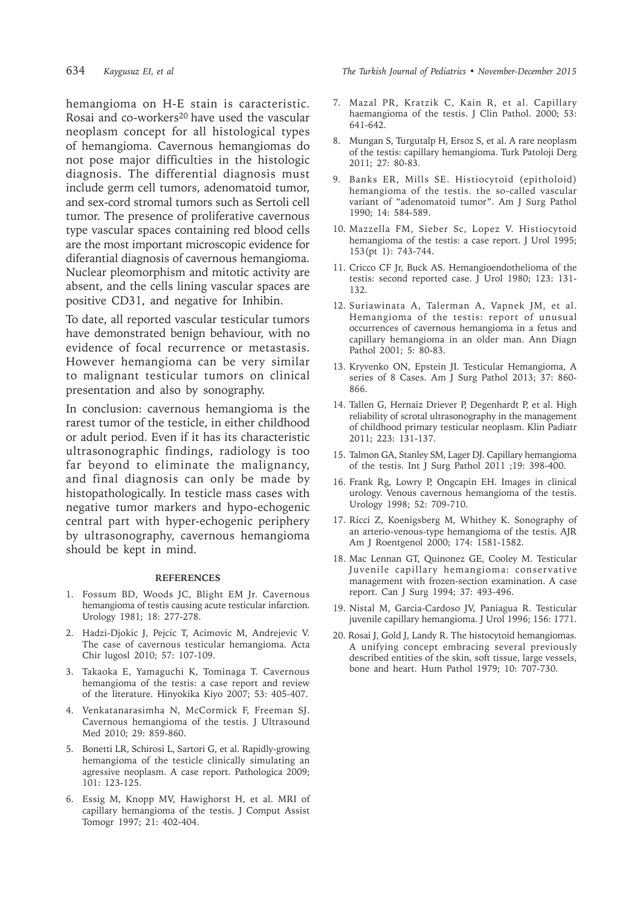hemangioma on H-E stain is caracteristic. Rosai and co-workers[20] have used the vascular neoplasm concept for all histological types of hemangioma. Cavernous hemangiomas do not pose major difficulties in the histologic diagnosis. The differential diagnosis must include germ cell tumors, adenomatoid tumor, and sex-cord stromal tumors such as Sertoli cell tumor. The presence of proliferative cavernous type vascular spaces containing red blood cells are the most important microscopic evidence for diferantial diagnosis of cavernous hemangioma. Nuclear pleomorphism and mitotic activity are absent, and the cells lining vascular spaces are positive CD31, and negative for Inhibin.

To date, all reported vascular testicular tumors have demonstrated benign behaviour, with no evidence of focal recurrence or metastasis. However hemangioma can be very similar to malignant testicular tumors on clinical presentation and also by sonography.

In conclusion: cavernous hemangioma is the rarest tumor of the testicle, in either childhood or adult period. Even if it has its characteristic ultrasonographic findings, radiology is too far beyond to eliminate the malignancy, and final diagnosis can only be made by histopathologically. In testicle mass cases with negative tumor markers and hypo-echogenic central part with hyper-echogenic periphery by ultrasonography, cavernous hemangioma should be kept in mind.

## REFERENCES

1. Fossum BD, Woods JC, Blight EM Jr. Cavernous hemangioma of testis causing acute testicular infarction. Urology 1981; 18: 277-278.
2. Hadzi-Djokic J, Pejcic T, Acimovic M, Andrejevic V. The case of cavernous testicular hemangioma. Acta Chir Iugosl 2010; 57: 107-109.
3. Takaoka E, Yamaguchi K, Tominaga T. Cavernous hemangioma of the testis: a case report and review of the literature. Hinyokika Kiyo 2007; 53: 405-407.
4. Venkatanarasimha N, McCormick F, Freeman SJ. Cavernous hemangioma of the testis. J Ultrasound Med 2010; 29: 859-860.
5. Bonetti LR, Schirosi L, Sartori G, et al. Rapidly-growing hemangioma of the testicle clinically simulating an agressive neoplasm. A case report. Pathologica 2009; 101: 123-125.
6. Essig M, Knopp MV, Hawighorst H, et al. MRI of capillary hemangioma of the testis. J Comput Assist Tomogr 1997; 21: 402-404.
7. Mazal PR, Kratzik C, Kain R, et al. Capillary haemangioma of the testis. J Clin Pathol. 2000; 53: 641-642.
8. Mungan S, Turgutalp H, Ersoz S, et al. A rare neoplasm of the testis: capillary hemangioma. Turk Patoloji Derg 2011; 27: 80-83.
9. Banks ER, Mills SE. Histiocytoid (epitholoid) hemangioma of the testis. the so-called vascular variant of "adenomatoid tumor". Am J Surg Pathol 1990; 14: 584-589.
10. Mazzella FM, Sieber Sc, Lopez V. Histiocytoid hemangioma of the testis: a case report. J Urol 1995; 153(pt 1): 743-744.
11. Cricco CF Jr, Buck AS. Hemangioendothelioma of the testis: second reported case. J Urol 1980; 123: 131-132.
12. Suriawinata A, Talerman A, Vapnek JM, et al. Hemangioma of the testis: report of unusual occurrences of cavernous hemangioma in a fetus and capillary hemangioma in an older man. Ann Diagn Pathol 2001; 5: 80-83.
13. Kryvenko ON, Epstein JI. Testicular Hemangioma, A series of 8 Cases. Am J Surg Pathol 2013; 37: 860-866.
14. Tallen G, Hernaiz Driever P, Degenhardt P, et al. High reliability of scrotal ultrasonography in the management of childhood primary testicular neoplasm. Klin Padiatr 2011; 223: 131-137.
15. Talmon GA, Stanley SM, Lager DJ. Capillary hemangioma of the testis. Int J Surg Pathol 2011 ;19: 398-400.
16. Frank Rg, Lowry P, Ongcapin EH. Images in clinical urology. Venous cavernous hemangioma of the testis. Urology 1998; 52: 709-710.
17. Ricci Z, Koenigsberg M, Whithey K. Sonography of an arterio-venous-type hemangioma of the testis. AJR Am J Roentgenol 2000; 174: 1581-1582.
18. Mac Lennan GT, Quinonez GE, Cooley M. Testicular Juvenile capillary hemangioma: conservative management with frozen-section examination. A case report. Can J Surg 1994; 37: 493-496.
19. Nistal M, Garcia-Cardoso JV, Paniagua R. Testicular juvenile capillary hemangioma. J Urol 1996; 156: 1771.
20. Rosai J, Gold J, Landy R. The histocytoid hemangiomas. A unifying concept embracing several previously described entities of the skin, soft tissue, large vessels, bone and heart. Hum Pathol 1979; 10: 707-730.